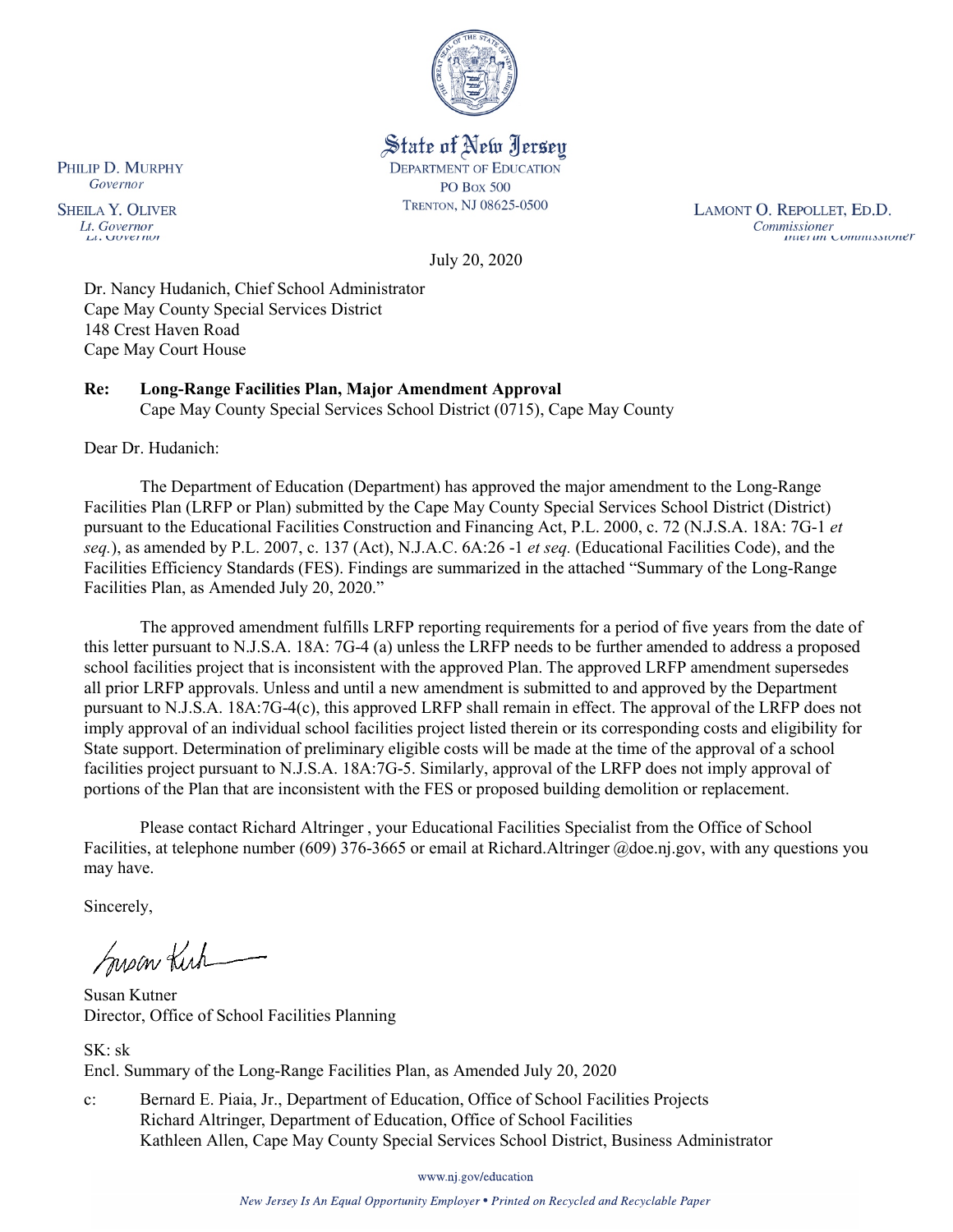State of New Jersey
DEPARTMENT OF EDUCATION
PO BOX 500
TRENTON, NJ 08625-0500

PHILIP D. MURPHY
*Governor*

SHEILA Y. OLIVER
*Lt. Governor*

LAMONT O. REPOLLET, ED.D.
*Commissioner*

July 20, 2020

Dr. Nancy Hudanich, Chief School Administrator
Cape May County Special Services District
148 Crest Haven Road
Cape May Court House

**Re: Long-Range Facilities Plan, Major Amendment Approval**
Cape May County Special Services School District (0715), Cape May County

Dear Dr. Hudanich:

The Department of Education (Department) has approved the major amendment to the Long-Range Facilities Plan (LRFP or Plan) submitted by the Cape May County Special Services School District (District) pursuant to the Educational Facilities Construction and Financing Act, P.L. 2000, c. 72 (N.J.S.A. 18A: 7G-1 *et seq.*), as amended by P.L. 2007, c. 137 (Act), N.J.A.C. 6A:26 -1 *et seq.* (Educational Facilities Code), and the Facilities Efficiency Standards (FES). Findings are summarized in the attached "Summary of the Long-Range Facilities Plan, as Amended July 20, 2020."

The approved amendment fulfills LRFP reporting requirements for a period of five years from the date of this letter pursuant to N.J.S.A. 18A: 7G-4 (a) unless the LRFP needs to be further amended to address a proposed school facilities project that is inconsistent with the approved Plan. The approved LRFP amendment supersedes all prior LRFP approvals. Unless and until a new amendment is submitted to and approved by the Department pursuant to N.J.S.A. 18A:7G-4(c), this approved LRFP shall remain in effect. The approval of the LRFP does not imply approval of an individual school facilities project listed therein or its corresponding costs and eligibility for State support. Determination of preliminary eligible costs will be made at the time of the approval of a school facilities project pursuant to N.J.S.A. 18A:7G-5. Similarly, approval of the LRFP does not imply approval of portions of the Plan that are inconsistent with the FES or proposed building demolition or replacement.

Please contact Richard Altringer , your Educational Facilities Specialist from the Office of School Facilities, at telephone number (609) 376-3665 or email at Richard.Altringer @doe.nj.gov, with any questions you may have.

Sincerely,

Susan Kutner
Director, Office of School Facilities Planning

SK: sk
Encl. Summary of the Long-Range Facilities Plan, as Amended July 20, 2020

c: Bernard E. Piaia, Jr., Department of Education, Office of School Facilities Projects
Richard Altringer, Department of Education, Office of School Facilities
Kathleen Allen, Cape May County Special Services School District, Business Administrator

www.nj.gov/education

*New Jersey Is An Equal Opportunity Employer • Printed on Recycled and Recyclable Paper*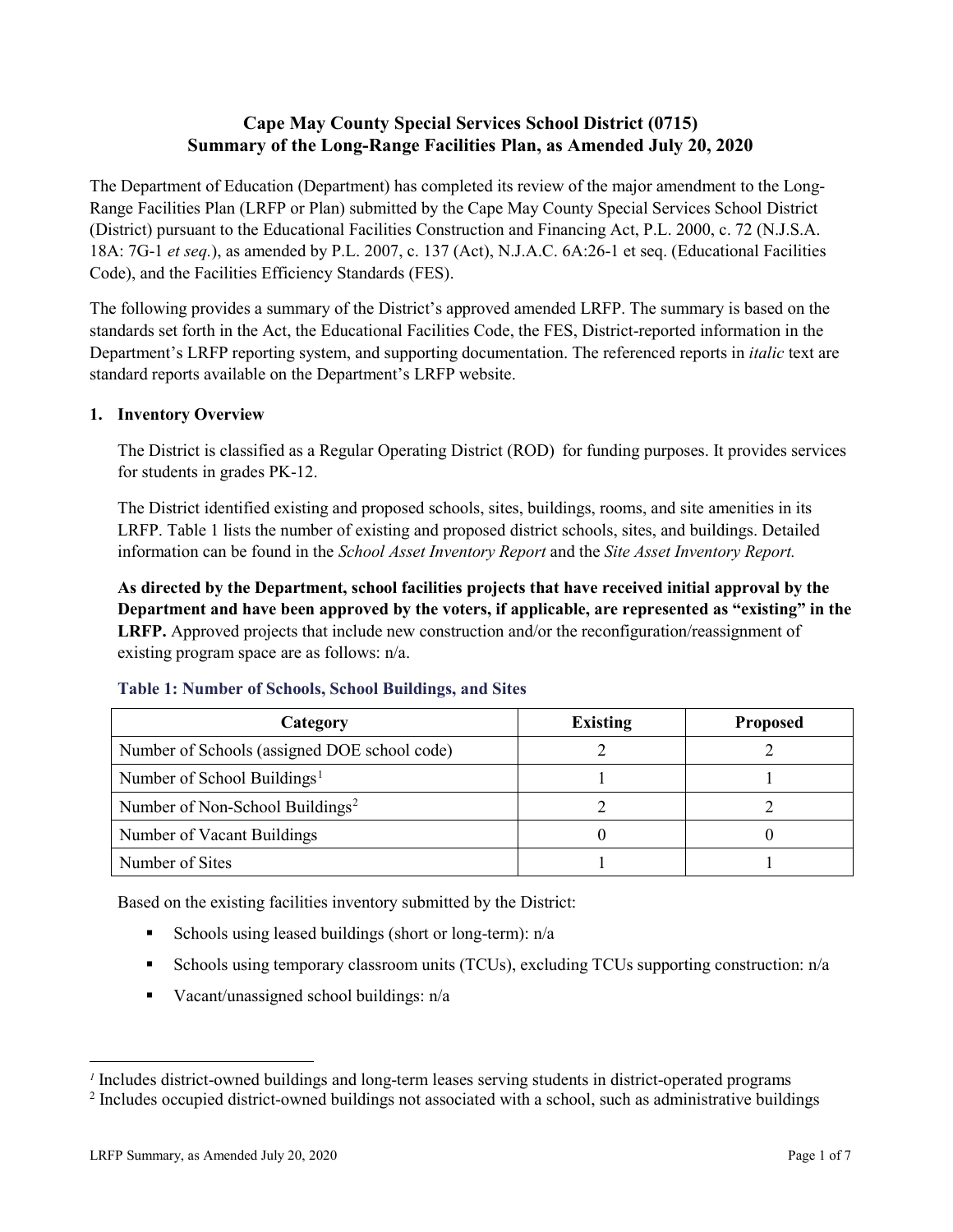# Cape May County Special Services School District (0715)
# Summary of the Long-Range Facilities Plan, as Amended July 20, 2020

The Department of Education (Department) has completed its review of the major amendment to the Long-Range Facilities Plan (LRFP or Plan) submitted by the Cape May County Special Services School District (District) pursuant to the Educational Facilities Construction and Financing Act, P.L. 2000, c. 72 (N.J.S.A. 18A: 7G-1 *et seq.*), as amended by P.L. 2007, c. 137 (Act), N.J.A.C. 6A:26-1 et seq. (Educational Facilities Code), and the Facilities Efficiency Standards (FES).

The following provides a summary of the District's approved amended LRFP. The summary is based on the standards set forth in the Act, the Educational Facilities Code, the FES, District-reported information in the Department's LRFP reporting system, and supporting documentation. The referenced reports in *italic* text are standard reports available on the Department's LRFP website.

## 1. Inventory Overview

The District is classified as a Regular Operating District (ROD) for funding purposes. It provides services for students in grades PK-12.

The District identified existing and proposed schools, sites, buildings, rooms, and site amenities in its LRFP. Table 1 lists the number of existing and proposed district schools, sites, and buildings. Detailed information can be found in the *School Asset Inventory Report* and the *Site Asset Inventory Report.*

**As directed by the Department, school facilities projects that have received initial approval by the Department and have been approved by the voters, if applicable, are represented as "existing" in the LRFP.** Approved projects that include new construction and/or the reconfiguration/reassignment of existing program space are as follows: n/a.

### Table 1: Number of Schools, School Buildings, and Sites

| Category | Existing | Proposed |
|---|---|---|
| Number of Schools (assigned DOE school code) | 2 | 2 |
| Number of School Buildings[1] | 1 | 1 |
| Number of Non-School Buildings[2] | 2 | 2 |
| Number of Vacant Buildings | 0 | 0 |
| Number of Sites | 1 | 1 |

Based on the existing facilities inventory submitted by the District:

- Schools using leased buildings (short or long-term): n/a
- Schools using temporary classroom units (TCUs), excluding TCUs supporting construction: n/a
- Vacant/unassigned school buildings: n/a

[1] Includes district-owned buildings and long-term leases serving students in district-operated programs

[2] Includes occupied district-owned buildings not associated with a school, such as administrative buildings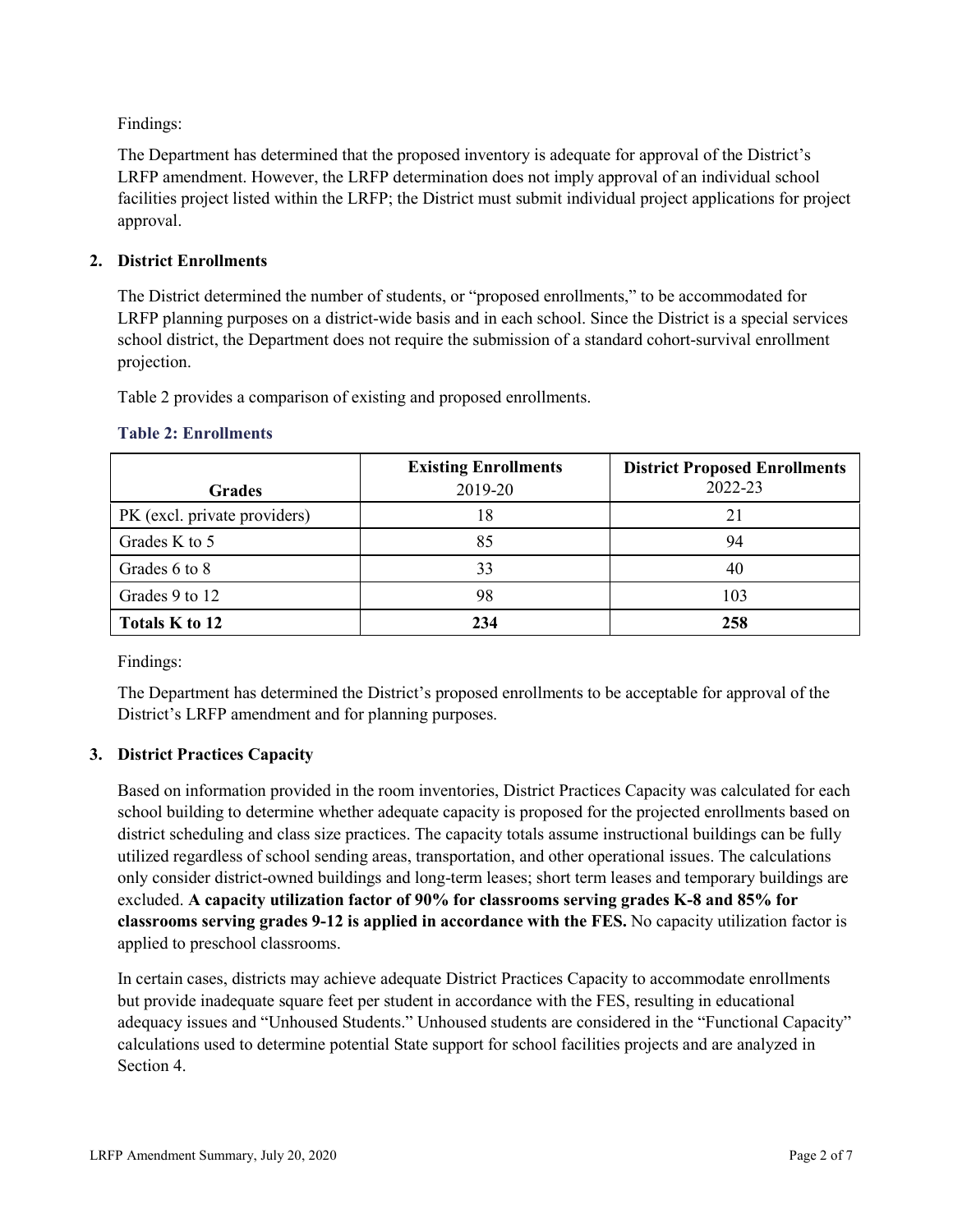Findings:

The Department has determined that the proposed inventory is adequate for approval of the District's LRFP amendment. However, the LRFP determination does not imply approval of an individual school facilities project listed within the LRFP; the District must submit individual project applications for project approval.

## 2. District Enrollments

The District determined the number of students, or "proposed enrollments," to be accommodated for LRFP planning purposes on a district-wide basis and in each school. Since the District is a special services school district, the Department does not require the submission of a standard cohort-survival enrollment projection.

Table 2 provides a comparison of existing and proposed enrollments.

### Table 2: Enrollments

| Grades | Existing Enrollments 2019-20 | District Proposed Enrollments 2022-23 |
|---|---|---|
| PK (excl. private providers) | 18 | 21 |
| Grades K to 5 | 85 | 94 |
| Grades 6 to 8 | 33 | 40 |
| Grades 9 to 12 | 98 | 103 |
| **Totals K to 12** | **234** | **258** |

Findings:

The Department has determined the District's proposed enrollments to be acceptable for approval of the District's LRFP amendment and for planning purposes.

## 3. District Practices Capacity

Based on information provided in the room inventories, District Practices Capacity was calculated for each school building to determine whether adequate capacity is proposed for the projected enrollments based on district scheduling and class size practices. The capacity totals assume instructional buildings can be fully utilized regardless of school sending areas, transportation, and other operational issues. The calculations only consider district-owned buildings and long-term leases; short term leases and temporary buildings are excluded. **A capacity utilization factor of 90% for classrooms serving grades K-8 and 85% for classrooms serving grades 9-12 is applied in accordance with the FES.** No capacity utilization factor is applied to preschool classrooms.

In certain cases, districts may achieve adequate District Practices Capacity to accommodate enrollments but provide inadequate square feet per student in accordance with the FES, resulting in educational adequacy issues and "Unhoused Students." Unhoused students are considered in the "Functional Capacity" calculations used to determine potential State support for school facilities projects and are analyzed in Section 4.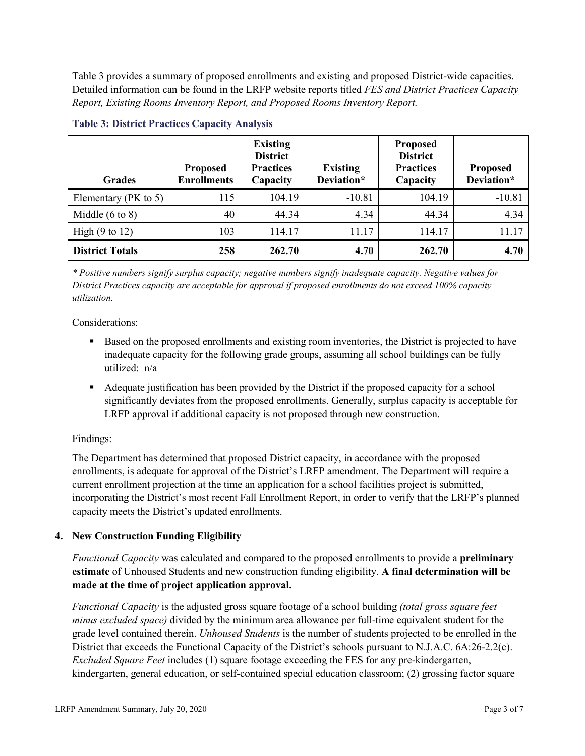Table 3 provides a summary of proposed enrollments and existing and proposed District-wide capacities. Detailed information can be found in the LRFP website reports titled *FES and District Practices Capacity Report, Existing Rooms Inventory Report, and Proposed Rooms Inventory Report.*

**Table 3: District Practices Capacity Analysis**

| Grades | Proposed Enrollments | Existing District Practices Capacity | Existing Deviation* | Proposed District Practices Capacity | Proposed Deviation* |
|---|---|---|---|---|---|
| Elementary (PK to 5) | 115 | 104.19 | -10.81 | 104.19 | -10.81 |
| Middle (6 to 8) | 40 | 44.34 | 4.34 | 44.34 | 4.34 |
| High (9 to 12) | 103 | 114.17 | 11.17 | 114.17 | 11.17 |
| **District Totals** | **258** | **262.70** | **4.70** | **262.70** | **4.70** |

*\* Positive numbers signify surplus capacity; negative numbers signify inadequate capacity. Negative values for District Practices capacity are acceptable for approval if proposed enrollments do not exceed 100% capacity utilization.*

Considerations:

- Based on the proposed enrollments and existing room inventories, the District is projected to have inadequate capacity for the following grade groups, assuming all school buildings can be fully utilized: n/a
- Adequate justification has been provided by the District if the proposed capacity for a school significantly deviates from the proposed enrollments. Generally, surplus capacity is acceptable for LRFP approval if additional capacity is not proposed through new construction.

Findings:

The Department has determined that proposed District capacity, in accordance with the proposed enrollments, is adequate for approval of the District's LRFP amendment. The Department will require a current enrollment projection at the time an application for a school facilities project is submitted, incorporating the District's most recent Fall Enrollment Report, in order to verify that the LRFP's planned capacity meets the District's updated enrollments.

## 4. New Construction Funding Eligibility

*Functional Capacity* was calculated and compared to the proposed enrollments to provide a **preliminary estimate** of Unhoused Students and new construction funding eligibility. **A final determination will be made at the time of project application approval.**

*Functional Capacity* is the adjusted gross square footage of a school building *(total gross square feet minus excluded space)* divided by the minimum area allowance per full-time equivalent student for the grade level contained therein. *Unhoused Students* is the number of students projected to be enrolled in the District that exceeds the Functional Capacity of the District's schools pursuant to N.J.A.C. 6A:26-2.2(c). *Excluded Square Feet* includes (1) square footage exceeding the FES for any pre-kindergarten, kindergarten, general education, or self-contained special education classroom; (2) grossing factor square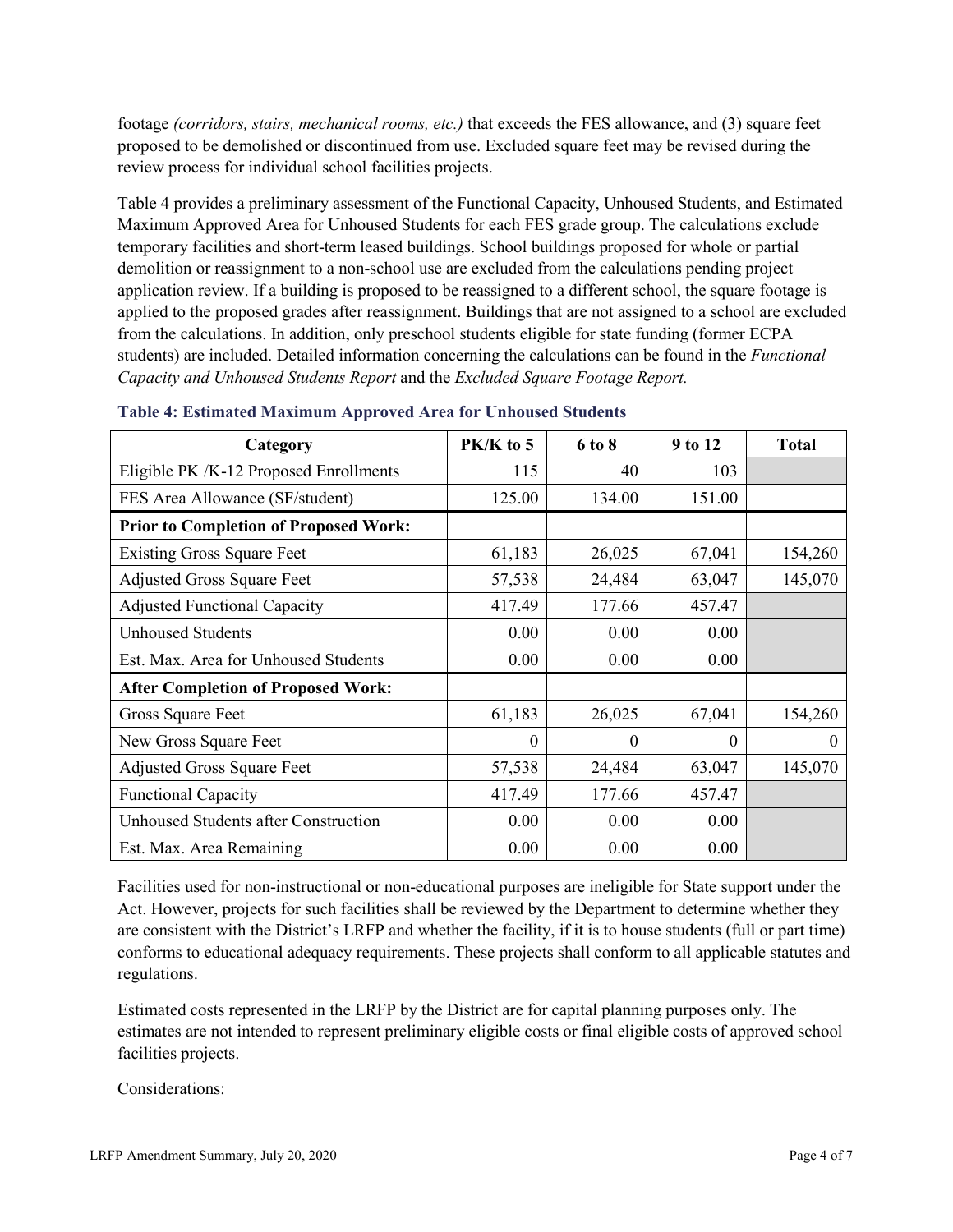footage *(corridors, stairs, mechanical rooms, etc.)* that exceeds the FES allowance, and (3) square feet proposed to be demolished or discontinued from use. Excluded square feet may be revised during the review process for individual school facilities projects.

Table 4 provides a preliminary assessment of the Functional Capacity, Unhoused Students, and Estimated Maximum Approved Area for Unhoused Students for each FES grade group. The calculations exclude temporary facilities and short-term leased buildings. School buildings proposed for whole or partial demolition or reassignment to a non-school use are excluded from the calculations pending project application review. If a building is proposed to be reassigned to a different school, the square footage is applied to the proposed grades after reassignment. Buildings that are not assigned to a school are excluded from the calculations. In addition, only preschool students eligible for state funding (former ECPA students) are included. Detailed information concerning the calculations can be found in the *Functional Capacity and Unhoused Students Report* and the *Excluded Square Footage Report.*

**Table 4: Estimated Maximum Approved Area for Unhoused Students**

| Category | PK/K to 5 | 6 to 8 | 9 to 12 | Total |
|---|---|---|---|---|
| Eligible PK /K-12 Proposed Enrollments | 115 | 40 | 103 | |
| FES Area Allowance (SF/student) | 125.00 | 134.00 | 151.00 | |
| **Prior to Completion of Proposed Work:** | | | | |
| Existing Gross Square Feet | 61,183 | 26,025 | 67,041 | 154,260 |
| Adjusted Gross Square Feet | 57,538 | 24,484 | 63,047 | 145,070 |
| Adjusted Functional Capacity | 417.49 | 177.66 | 457.47 | |
| Unhoused Students | 0.00 | 0.00 | 0.00 | |
| Est. Max. Area for Unhoused Students | 0.00 | 0.00 | 0.00 | |
| **After Completion of Proposed Work:** | | | | |
| Gross Square Feet | 61,183 | 26,025 | 67,041 | 154,260 |
| New Gross Square Feet | 0 | 0 | 0 | 0 |
| Adjusted Gross Square Feet | 57,538 | 24,484 | 63,047 | 145,070 |
| Functional Capacity | 417.49 | 177.66 | 457.47 | |
| Unhoused Students after Construction | 0.00 | 0.00 | 0.00 | |
| Est. Max. Area Remaining | 0.00 | 0.00 | 0.00 | |

Facilities used for non-instructional or non-educational purposes are ineligible for State support under the Act. However, projects for such facilities shall be reviewed by the Department to determine whether they are consistent with the District's LRFP and whether the facility, if it is to house students (full or part time) conforms to educational adequacy requirements. These projects shall conform to all applicable statutes and regulations.

Estimated costs represented in the LRFP by the District are for capital planning purposes only. The estimates are not intended to represent preliminary eligible costs or final eligible costs of approved school facilities projects.

Considerations: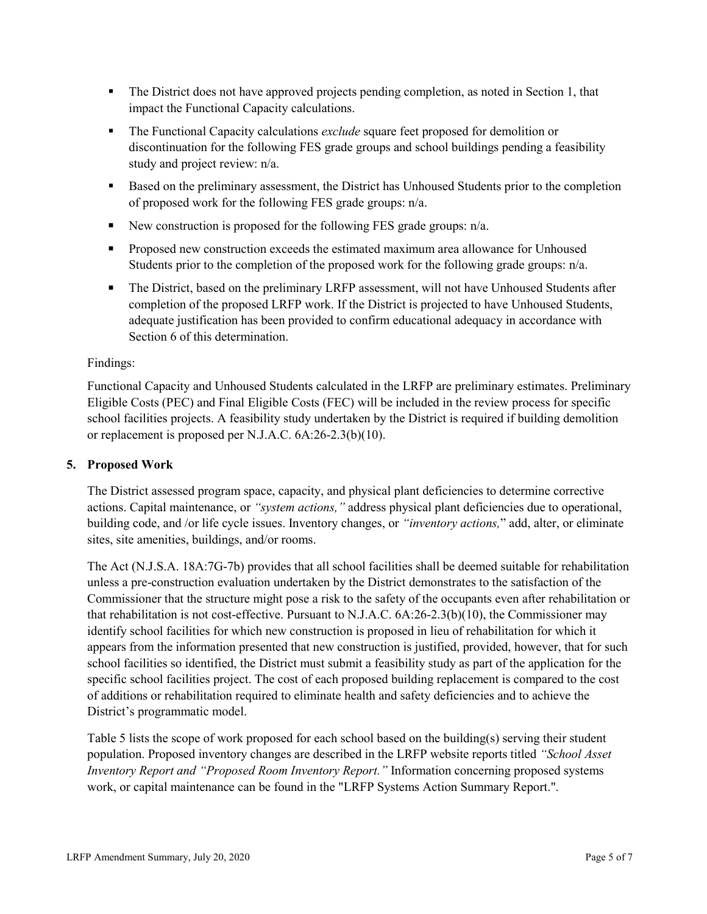- The District does not have approved projects pending completion, as noted in Section 1, that impact the Functional Capacity calculations.
- The Functional Capacity calculations *exclude* square feet proposed for demolition or discontinuation for the following FES grade groups and school buildings pending a feasibility study and project review: n/a.
- Based on the preliminary assessment, the District has Unhoused Students prior to the completion of proposed work for the following FES grade groups: n/a.
- New construction is proposed for the following FES grade groups: n/a.
- Proposed new construction exceeds the estimated maximum area allowance for Unhoused Students prior to the completion of the proposed work for the following grade groups: n/a.
- The District, based on the preliminary LRFP assessment, will not have Unhoused Students after completion of the proposed LRFP work. If the District is projected to have Unhoused Students, adequate justification has been provided to confirm educational adequacy in accordance with Section 6 of this determination.

Findings:

Functional Capacity and Unhoused Students calculated in the LRFP are preliminary estimates. Preliminary Eligible Costs (PEC) and Final Eligible Costs (FEC) will be included in the review process for specific school facilities projects. A feasibility study undertaken by the District is required if building demolition or replacement is proposed per N.J.A.C. 6A:26-2.3(b)(10).

## 5. Proposed Work

The District assessed program space, capacity, and physical plant deficiencies to determine corrective actions. Capital maintenance, or *"system actions,"* address physical plant deficiencies due to operational, building code, and /or life cycle issues. Inventory changes, or *"inventory actions,"* add, alter, or eliminate sites, site amenities, buildings, and/or rooms.

The Act (N.J.S.A. 18A:7G-7b) provides that all school facilities shall be deemed suitable for rehabilitation unless a pre-construction evaluation undertaken by the District demonstrates to the satisfaction of the Commissioner that the structure might pose a risk to the safety of the occupants even after rehabilitation or that rehabilitation is not cost-effective. Pursuant to N.J.A.C. 6A:26-2.3(b)(10), the Commissioner may identify school facilities for which new construction is proposed in lieu of rehabilitation for which it appears from the information presented that new construction is justified, provided, however, that for such school facilities so identified, the District must submit a feasibility study as part of the application for the specific school facilities project. The cost of each proposed building replacement is compared to the cost of additions or rehabilitation required to eliminate health and safety deficiencies and to achieve the District's programmatic model.

Table 5 lists the scope of work proposed for each school based on the building(s) serving their student population. Proposed inventory changes are described in the LRFP website reports titled *"School Asset Inventory Report and "Proposed Room Inventory Report."* Information concerning proposed systems work, or capital maintenance can be found in the "LRFP Systems Action Summary Report.".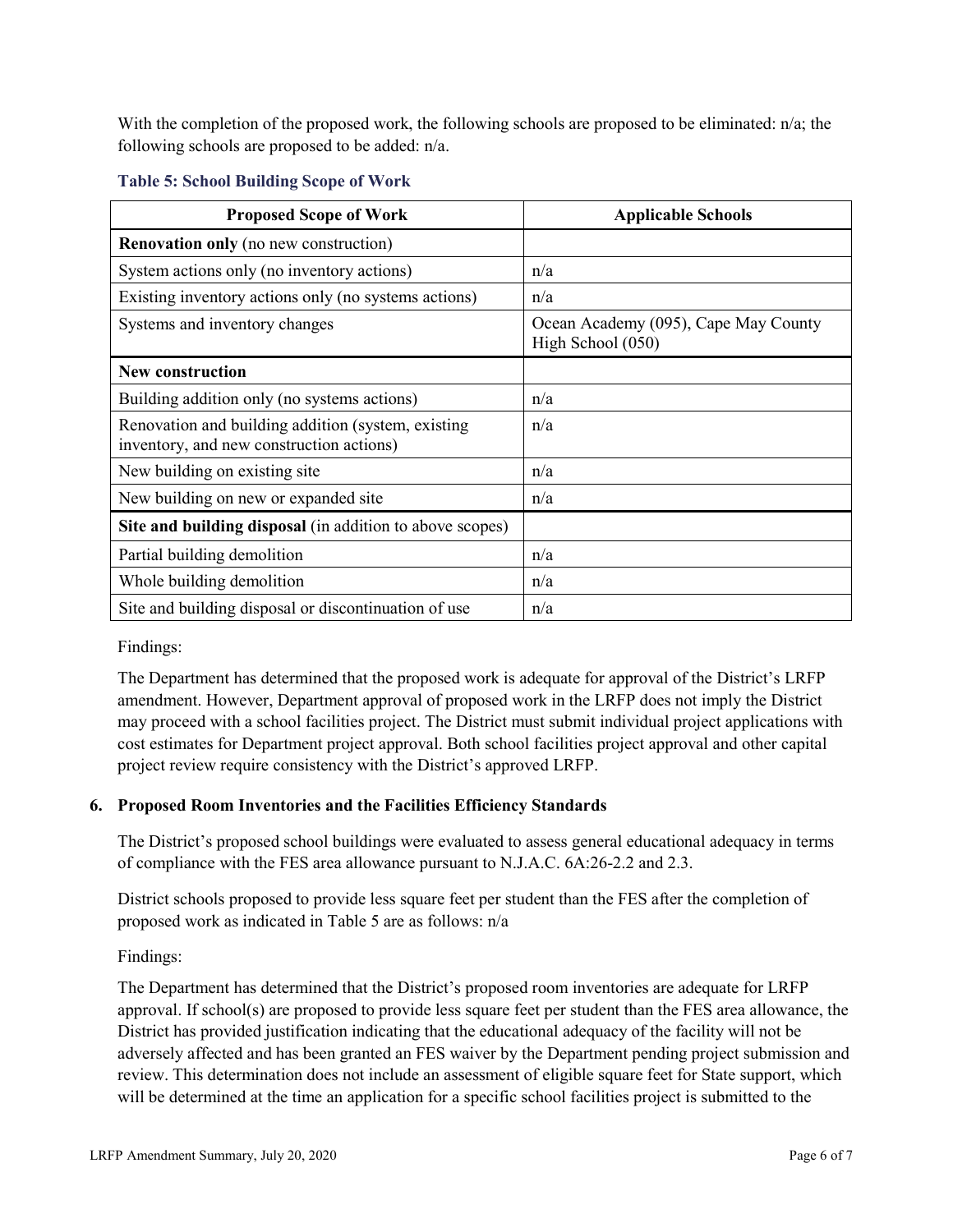With the completion of the proposed work, the following schools are proposed to be eliminated: n/a; the following schools are proposed to be added: n/a.

**Table 5: School Building Scope of Work**

| Proposed Scope of Work | Applicable Schools |
|---|---|
| **Renovation only** (no new construction) | |
| System actions only (no inventory actions) | n/a |
| Existing inventory actions only (no systems actions) | n/a |
| Systems and inventory changes | Ocean Academy (095), Cape May County High School (050) |
| **New construction** | |
| Building addition only (no systems actions) | n/a |
| Renovation and building addition (system, existing inventory, and new construction actions) | n/a |
| New building on existing site | n/a |
| New building on new or expanded site | n/a |
| **Site and building disposal** (in addition to above scopes) | |
| Partial building demolition | n/a |
| Whole building demolition | n/a |
| Site and building disposal or discontinuation of use | n/a |

Findings:

The Department has determined that the proposed work is adequate for approval of the District's LRFP amendment. However, Department approval of proposed work in the LRFP does not imply the District may proceed with a school facilities project. The District must submit individual project applications with cost estimates for Department project approval. Both school facilities project approval and other capital project review require consistency with the District's approved LRFP.

### 6. Proposed Room Inventories and the Facilities Efficiency Standards

The District's proposed school buildings were evaluated to assess general educational adequacy in terms of compliance with the FES area allowance pursuant to N.J.A.C. 6A:26-2.2 and 2.3.

District schools proposed to provide less square feet per student than the FES after the completion of proposed work as indicated in Table 5 are as follows: n/a

Findings:

The Department has determined that the District's proposed room inventories are adequate for LRFP approval. If school(s) are proposed to provide less square feet per student than the FES area allowance, the District has provided justification indicating that the educational adequacy of the facility will not be adversely affected and has been granted an FES waiver by the Department pending project submission and review. This determination does not include an assessment of eligible square feet for State support, which will be determined at the time an application for a specific school facilities project is submitted to the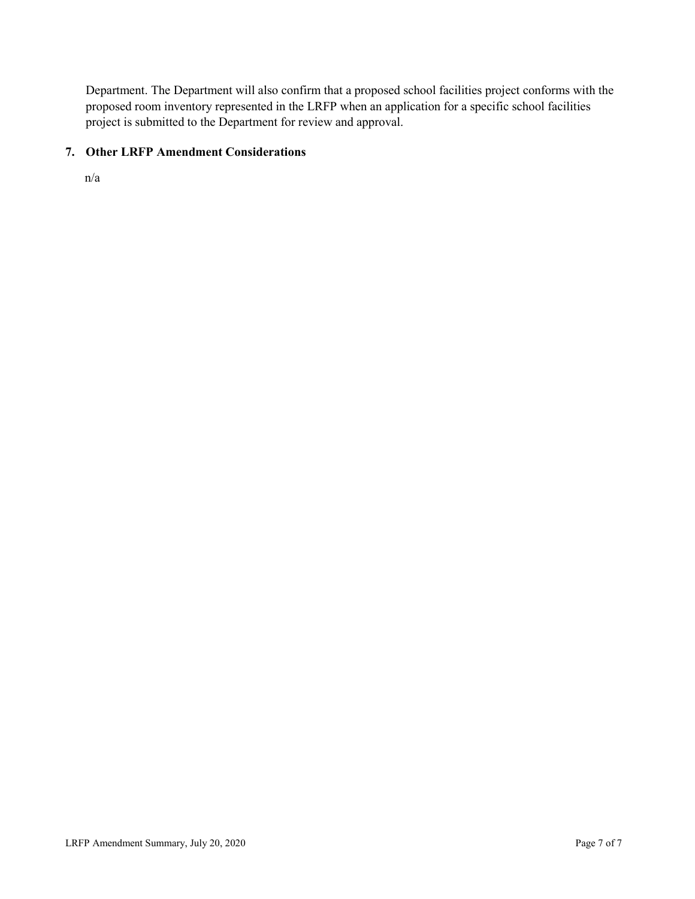Department. The Department will also confirm that a proposed school facilities project conforms with the proposed room inventory represented in the LRFP when an application for a specific school facilities project is submitted to the Department for review and approval.

## 7. Other LRFP Amendment Considerations

n/a